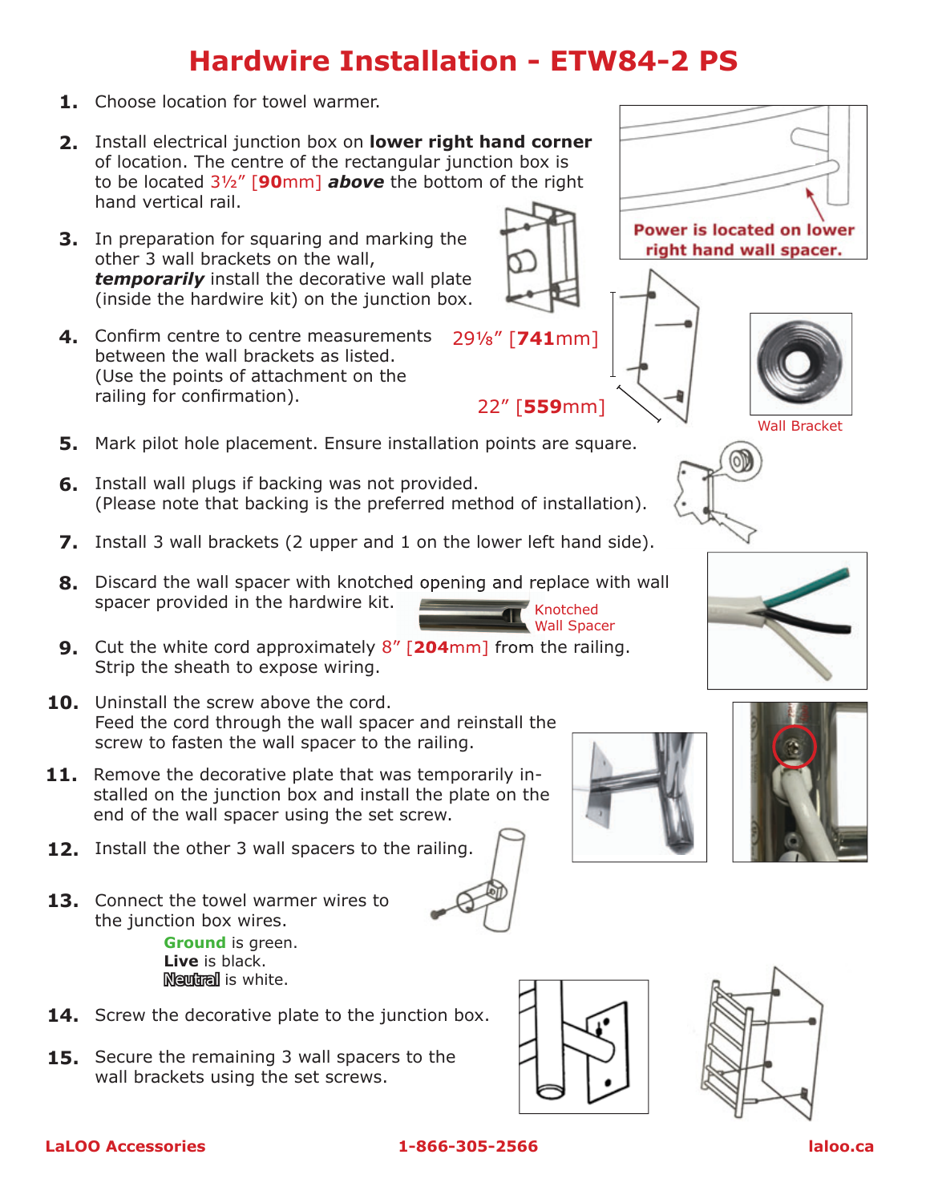# Hardwire Installation - ETW84-2 PS

1. Choose location for towel warmer.
2. Install electrical junction box on **lower right hand corner** of location. The centre of the rectangular junction box is to be located 3½" [**90**mm] ***above*** the bottom of the right hand vertical rail.
3. In preparation for squaring and marking the other 3 wall brackets on the wall, ***temporarily*** install the decorative wall plate (inside the hardwire kit) on the junction box.
4. Confirm centre to centre measurements between the wall brackets as listed. (Use the points of attachment on the railing for confirmation).
5. Mark pilot hole placement. Ensure installation points are square.
6. Install wall plugs if backing was not provided. (Please note that backing is the preferred method of installation).
7. Install 3 wall brackets (2 upper and 1 on the lower left hand side).
8. Discard the wall spacer with knotched opening and replace with wall spacer provided in the hardwire kit.
9. Cut the white cord approximately 8" [**204**mm] from the railing. Strip the sheath to expose wiring.
10. Uninstall the screw above the cord. Feed the cord through the wall spacer and reinstall the screw to fasten the wall spacer to the railing.
11. Remove the decorative plate that was temporarily installed on the junction box and install the plate on the end of the wall spacer using the set screw.
12. Install the other 3 wall spacers to the railing.
13. Connect the towel warmer wires to the junction box wires.
    - **Ground** is green.
    - **Live** is black.
    - **Neutral** is white.
14. Screw the decorative plate to the junction box.
15. Secure the remaining 3 wall spacers to the wall brackets using the set screws.

**Power is located on lower right hand wall spacer.**

29⅛" [**741**mm]

22" [**559**mm]

Wall Bracket

Knotched Wall Spacer

**LaLOO Accessories** **1-866-305-2566** **laloo.ca**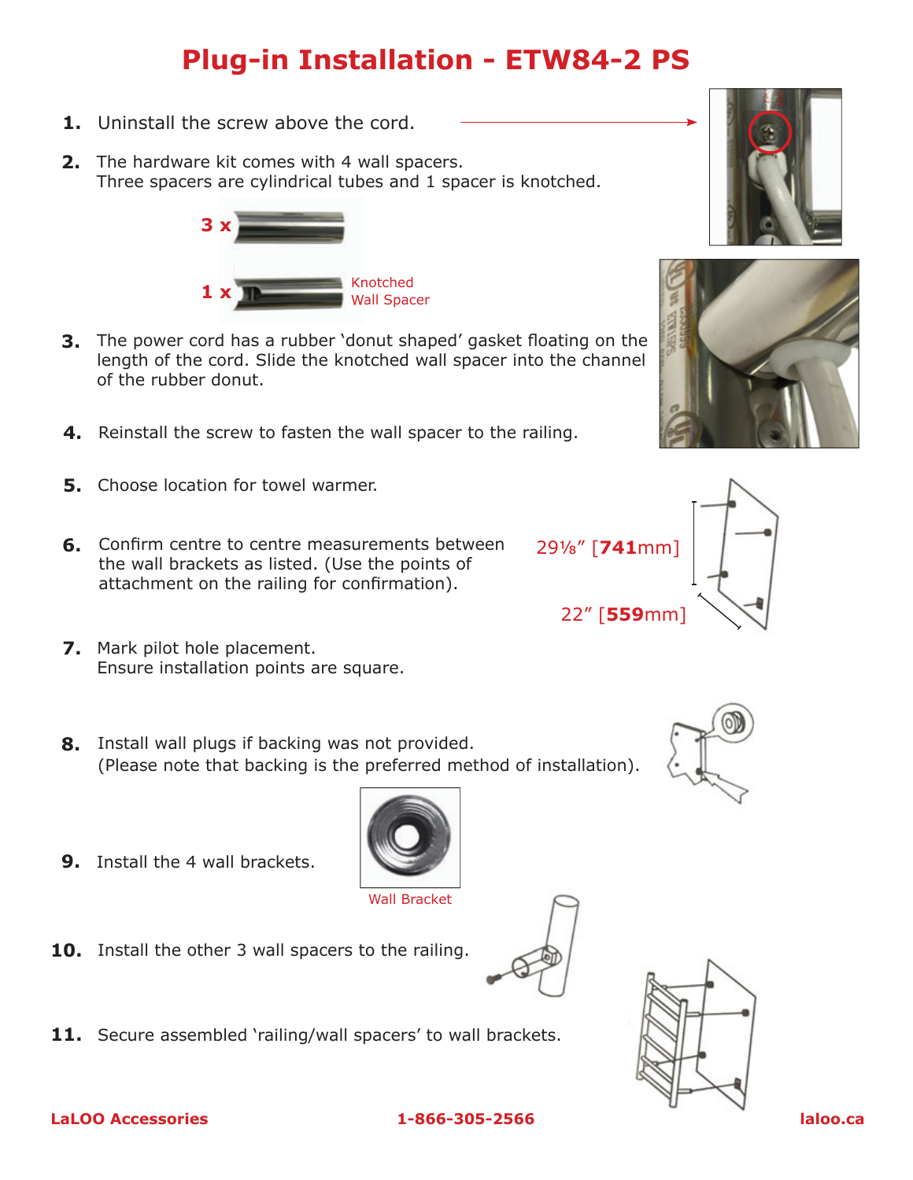# Plug-in Installation - ETW84-2 PS

1. Uninstall the screw above the cord.
2. The hardware kit comes with 4 wall spacers.
   Three spacers are cylindrical tubes and 1 spacer is knotched.

   3 x

   1 x Knotched Wall Spacer

3. The power cord has a rubber 'donut shaped' gasket floating on the length of the cord. Slide the knotched wall spacer into the channel of the rubber donut.
4. Reinstall the screw to fasten the wall spacer to the railing.
5. Choose location for towel warmer.
6. Confirm centre to centre measurements between the wall brackets as listed. (Use the points of attachment on the railing for confirmation).

   29⅛" [**741**mm]

   22" [**559**mm]

7. Mark pilot hole placement.
   Ensure installation points are square.
8. Install wall plugs if backing was not provided.
   (Please note that backing is the preferred method of installation).
9. Install the 4 wall brackets.

   Wall Bracket

10. Install the other 3 wall spacers to the railing.
11. Secure assembled 'railing/wall spacers' to wall brackets.

**LaLOO Accessories** **1-866-305-2566** **laloo.ca**